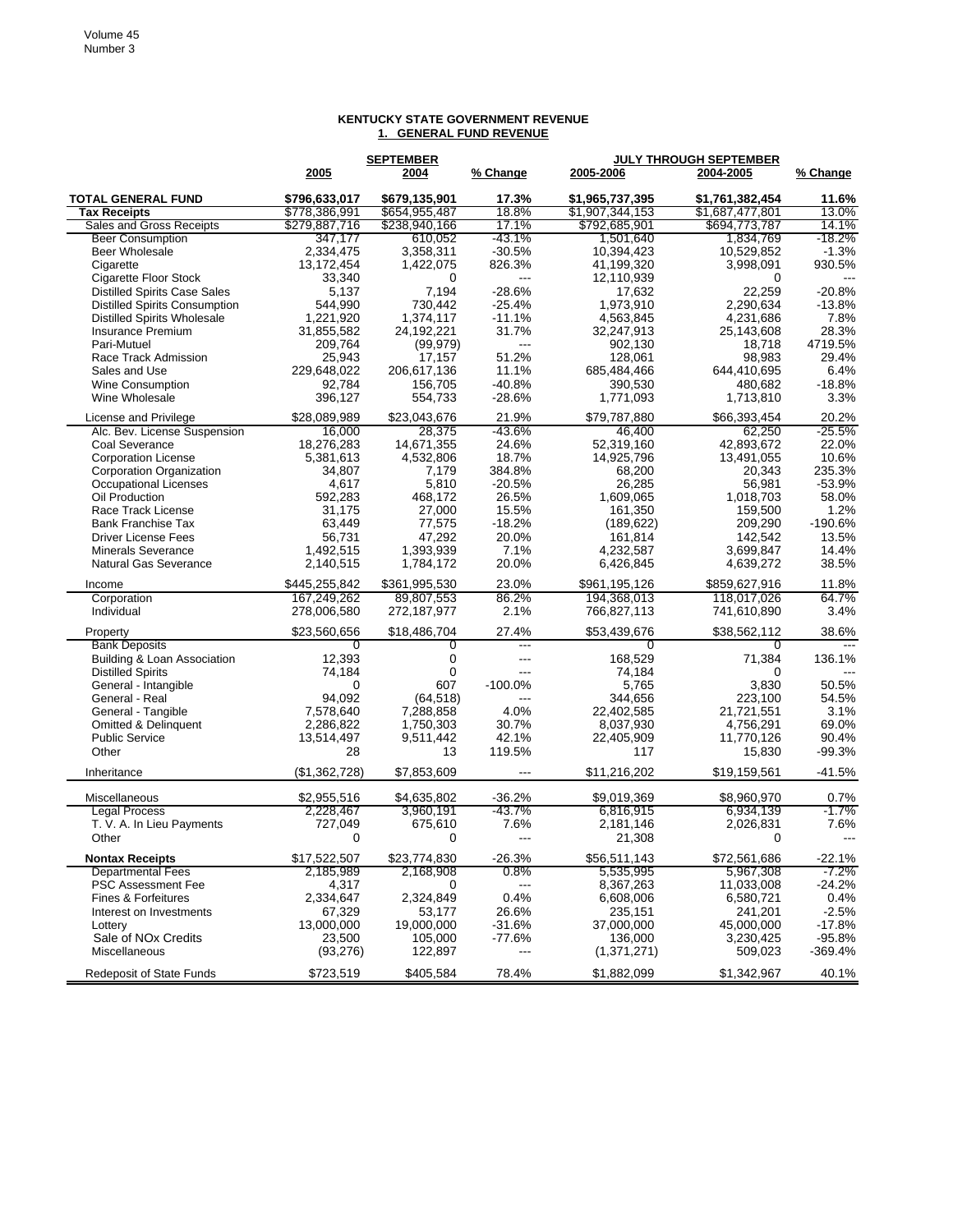Volume 45
Number 3

## KENTUCKY STATE GOVERNMENT REVENUE
### 1. GENERAL FUND REVENUE

| | SEPTEMBER | | | JULY THROUGH SEPTEMBER | | |
|---|---|---|---|---|---|---|
| | 2005 | 2004 | % Change | 2005-2006 | 2004-2005 | % Change |
| **TOTAL GENERAL FUND** | **$796,633,017** | **$679,135,901** | **17.3%** | **$1,965,737,395** | **$1,761,382,454** | **11.6%** |
| **Tax Receipts** | $778,386,991 | $654,955,487 | 18.8% | $1,907,344,153 | $1,687,477,801 | 13.0% |
| Sales and Gross Receipts | $279,887,716 | $238,940,166 | 17.1% | $792,685,901 | $694,773,787 | 14.1% |
| Beer Consumption | 347,177 | 610,052 | -43.1% | 1,501,640 | 1,834,769 | -18.2% |
| Beer Wholesale | 2,334,475 | 3,358,311 | -30.5% | 10,394,423 | 10,529,852 | -1.3% |
| Cigarette | 13,172,454 | 1,422,075 | 826.3% | 41,199,320 | 3,998,091 | 930.5% |
| Cigarette Floor Stock | 33,340 | 0 | --- | 12,110,939 | 0 | --- |
| Distilled Spirits Case Sales | 5,137 | 7,194 | -28.6% | 17,632 | 22,259 | -20.8% |
| Distilled Spirits Consumption | 544,990 | 730,442 | -25.4% | 1,973,910 | 2,290,634 | -13.8% |
| Distilled Spirits Wholesale | 1,221,920 | 1,374,117 | -11.1% | 4,563,845 | 4,231,686 | 7.8% |
| Insurance Premium | 31,855,582 | 24,192,221 | 31.7% | 32,247,913 | 25,143,608 | 28.3% |
| Pari-Mutuel | 209,764 | (99,979) | --- | 902,130 | 18,718 | 4719.5% |
| Race Track Admission | 25,943 | 17,157 | 51.2% | 128,061 | 98,983 | 29.4% |
| Sales and Use | 229,648,022 | 206,617,136 | 11.1% | 685,484,466 | 644,410,695 | 6.4% |
| Wine Consumption | 92,784 | 156,705 | -40.8% | 390,530 | 480,682 | -18.8% |
| Wine Wholesale | 396,127 | 554,733 | -28.6% | 1,771,093 | 1,713,810 | 3.3% |
| License and Privilege | $28,089,989 | $23,043,676 | 21.9% | $79,787,880 | $66,393,454 | 20.2% |
| Alc. Bev. License Suspension | 16,000 | 28,375 | -43.6% | 46,400 | 62,250 | -25.5% |
| Coal Severance | 18,276,283 | 14,671,355 | 24.6% | 52,319,160 | 42,893,672 | 22.0% |
| Corporation License | 5,381,613 | 4,532,806 | 18.7% | 14,925,796 | 13,491,055 | 10.6% |
| Corporation Organization | 34,807 | 7,179 | 384.8% | 68,200 | 20,343 | 235.3% |
| Occupational Licenses | 4,617 | 5,810 | -20.5% | 26,285 | 56,981 | -53.9% |
| Oil Production | 592,283 | 468,172 | 26.5% | 1,609,065 | 1,018,703 | 58.0% |
| Race Track License | 31,175 | 27,000 | 15.5% | 161,350 | 159,500 | 1.2% |
| Bank Franchise Tax | 63,449 | 77,575 | -18.2% | (189,622) | 209,290 | -190.6% |
| Driver License Fees | 56,731 | 47,292 | 20.0% | 161,814 | 142,542 | 13.5% |
| Minerals Severance | 1,492,515 | 1,393,939 | 7.1% | 4,232,587 | 3,699,847 | 14.4% |
| Natural Gas Severance | 2,140,515 | 1,784,172 | 20.0% | 6,426,845 | 4,639,272 | 38.5% |
| Income | $445,255,842 | $361,995,530 | 23.0% | $961,195,126 | $859,627,916 | 11.8% |
| Corporation | 167,249,262 | 89,807,553 | 86.2% | 194,368,013 | 118,017,026 | 64.7% |
| Individual | 278,006,580 | 272,187,977 | 2.1% | 766,827,113 | 741,610,890 | 3.4% |
| Property | $23,560,656 | $18,486,704 | 27.4% | $53,439,676 | $38,562,112 | 38.6% |
| Bank Deposits | 0 | 0 | --- | 0 | 0 | --- |
| Building & Loan Association | 12,393 | 0 | --- | 168,529 | 71,384 | 136.1% |
| Distilled Spirits | 74,184 | 0 | --- | 74,184 | 0 | --- |
| General - Intangible | 0 | 607 | -100.0% | 5,765 | 3,830 | 50.5% |
| General - Real | 94,092 | (64,518) | --- | 344,656 | 223,100 | 54.5% |
| General - Tangible | 7,578,640 | 7,288,858 | 4.0% | 22,402,585 | 21,721,551 | 3.1% |
| Omitted & Delinquent | 2,286,822 | 1,750,303 | 30.7% | 8,037,930 | 4,756,291 | 69.0% |
| Public Service | 13,514,497 | 9,511,442 | 42.1% | 22,405,909 | 11,770,126 | 90.4% |
| Other | 28 | 13 | 119.5% | 117 | 15,830 | -99.3% |
| Inheritance | ($1,362,728) | $7,853,609 | --- | $11,216,202 | $19,159,561 | -41.5% |
| Miscellaneous | $2,955,516 | $4,635,802 | -36.2% | $9,019,369 | $8,960,970 | 0.7% |
| Legal Process | 2,228,467 | 3,960,191 | -43.7% | 6,816,915 | 6,934,139 | -1.7% |
| T. V. A. In Lieu Payments | 727,049 | 675,610 | 7.6% | 2,181,146 | 2,026,831 | 7.6% |
| Other | 0 | 0 | --- | 21,308 | 0 | --- |
| **Nontax Receipts** | $17,522,507 | $23,774,830 | -26.3% | $56,511,143 | $72,561,686 | -22.1% |
| Departmental Fees | 2,185,989 | 2,168,908 | 0.8% | 5,535,995 | 5,967,308 | -7.2% |
| PSC Assessment Fee | 4,317 | 0 | --- | 8,367,263 | 11,033,008 | -24.2% |
| Fines & Forfeitures | 2,334,647 | 2,324,849 | 0.4% | 6,608,006 | 6,580,721 | 0.4% |
| Interest on Investments | 67,329 | 53,177 | 26.6% | 235,151 | 241,201 | -2.5% |
| Lottery | 13,000,000 | 19,000,000 | -31.6% | 37,000,000 | 45,000,000 | -17.8% |
| Sale of NOx Credits | 23,500 | 105,000 | -77.6% | 136,000 | 3,230,425 | -95.8% |
| Miscellaneous | (93,276) | 122,897 | --- | (1,371,271) | 509,023 | -369.4% |
| Redeposit of State Funds | $723,519 | $405,584 | 78.4% | $1,882,099 | $1,342,967 | 40.1% |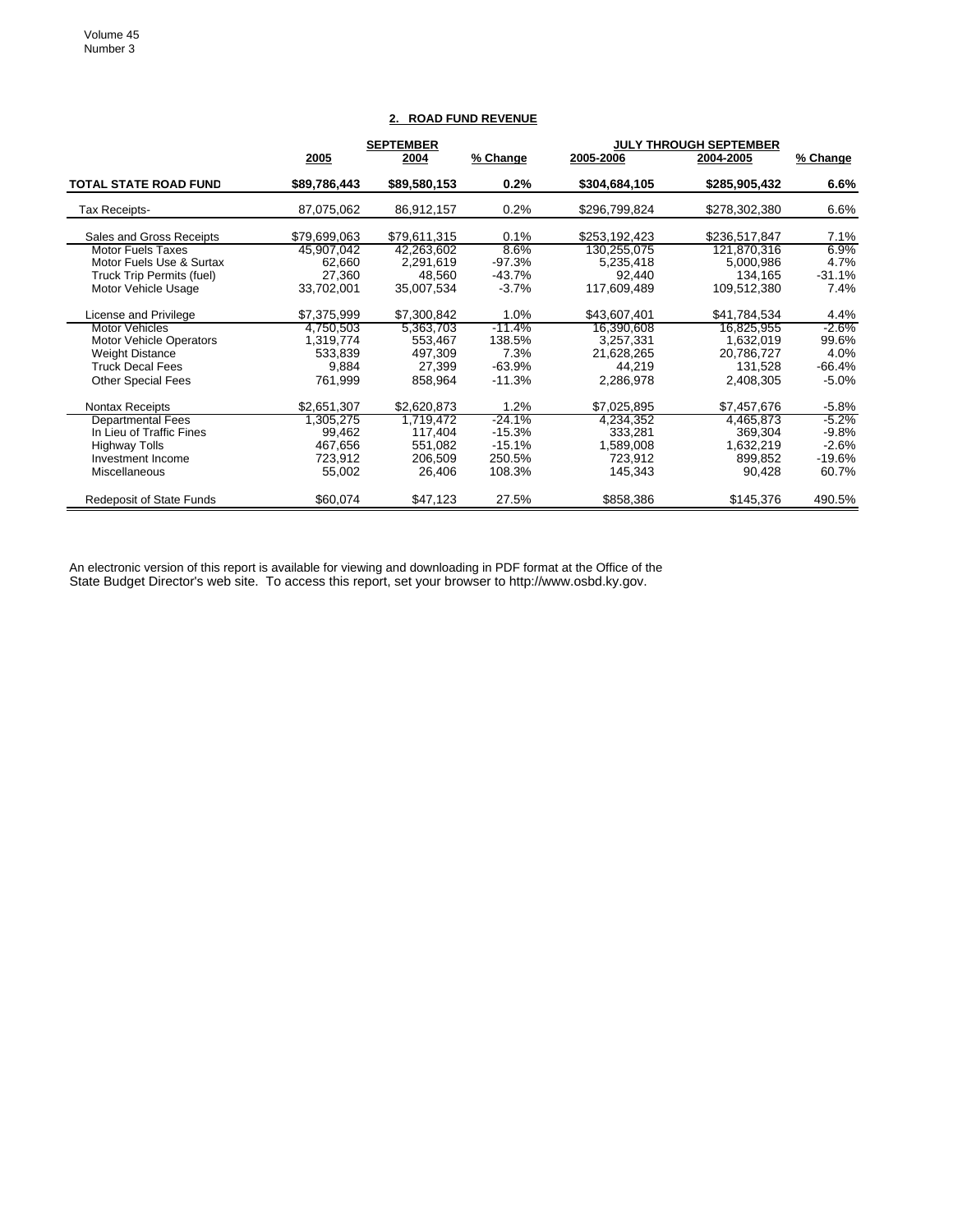## 2. ROAD FUND REVENUE

| | SEPTEMBER | | | JULY THROUGH SEPTEMBER | | |
|---|---|---|---|---|---|---|
| | 2005 | 2004 | % Change | 2005-2006 | 2004-2005 | % Change |
| **TOTAL STATE ROAD FUND** | **$89,786,443** | **$89,580,153** | **0.2%** | **$304,684,105** | **$285,905,432** | **6.6%** |
| Tax Receipts- | 87,075,062 | 86,912,157 | 0.2% | $296,799,824 | $278,302,380 | 6.6% |
| Sales and Gross Receipts | $79,699,063 | $79,611,315 | 0.1% | $253,192,423 | $236,517,847 | 7.1% |
| Motor Fuels Taxes | 45,907,042 | 42,263,602 | 8.6% | 130,255,075 | 121,870,316 | 6.9% |
| Motor Fuels Use & Surtax | 62,660 | 2,291,619 | -97.3% | 5,235,418 | 5,000,986 | 4.7% |
| Truck Trip Permits (fuel) | 27,360 | 48,560 | -43.7% | 92,440 | 134,165 | -31.1% |
| Motor Vehicle Usage | 33,702,001 | 35,007,534 | -3.7% | 117,609,489 | 109,512,380 | 7.4% |
| License and Privilege | $7,375,999 | $7,300,842 | 1.0% | $43,607,401 | $41,784,534 | 4.4% |
| Motor Vehicles | 4,750,503 | 5,363,703 | -11.4% | 16,390,608 | 16,825,955 | -2.6% |
| Motor Vehicle Operators | 1,319,774 | 553,467 | 138.5% | 3,257,331 | 1,632,019 | 99.6% |
| Weight Distance | 533,839 | 497,309 | 7.3% | 21,628,265 | 20,786,727 | 4.0% |
| Truck Decal Fees | 9,884 | 27,399 | -63.9% | 44,219 | 131,528 | -66.4% |
| Other Special Fees | 761,999 | 858,964 | -11.3% | 2,286,978 | 2,408,305 | -5.0% |
| Nontax Receipts | $2,651,307 | $2,620,873 | 1.2% | $7,025,895 | $7,457,676 | -5.8% |
| Departmental Fees | 1,305,275 | 1,719,472 | -24.1% | 4,234,352 | 4,465,873 | -5.2% |
| In Lieu of Traffic Fines | 99,462 | 117,404 | -15.3% | 333,281 | 369,304 | -9.8% |
| Highway Tolls | 467,656 | 551,082 | -15.1% | 1,589,008 | 1,632,219 | -2.6% |
| Investment Income | 723,912 | 206,509 | 250.5% | 723,912 | 899,852 | -19.6% |
| Miscellaneous | 55,002 | 26,406 | 108.3% | 145,343 | 90,428 | 60.7% |
| Redeposit of State Funds | $60,074 | $47,123 | 27.5% | $858,386 | $145,376 | 490.5% |

An electronic version of this report is available for viewing and downloading in PDF format at the Office of the State Budget Director's web site. To access this report, set your browser to http://www.osbd.ky.gov.